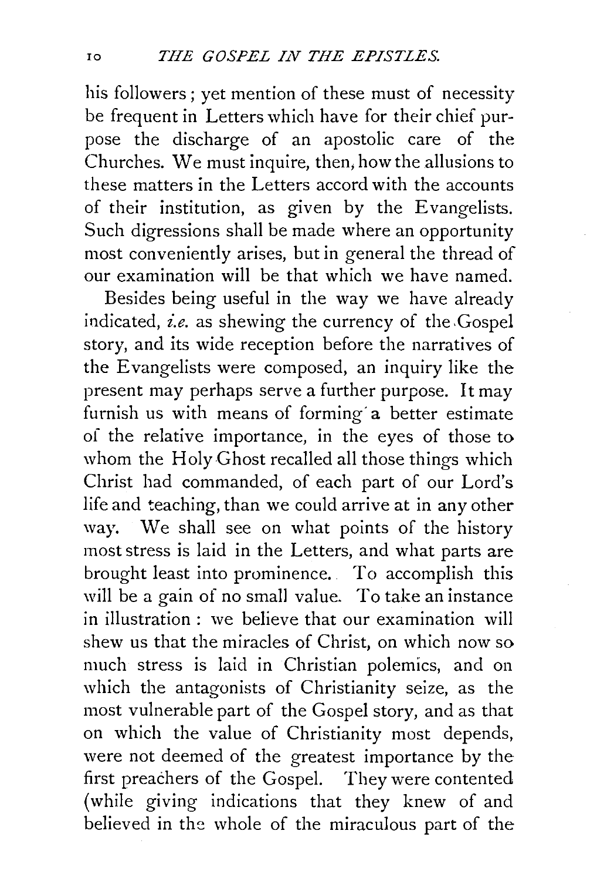his followers; yet mention of these must of necessity be frequent in Letters which have for their chief purpose the discharge of an apostolic care of the Churches. We must inquire, then, how the allusions to these matters in the Letters accord with the accounts of their institution, as given by the Evangelists. Such digressions shall be made where an opportunity most conveniently arises, but in general the thread of our examination will be that which we have named.

Besides being useful in the way we have already indicated, *i.e.* as shewing the currency of the Gospel story, and its wide reception before the narratives of the Evangelists were composed, an inquiry like the present may perhaps serve a further purpose. It may furnish us with means of forming a better estimate of the relative importance, in the eyes of those to whom the Holy Ghost recalled all those things which Christ had commanded, of each part of our Lord's life and teaching, than we could arrive at in any other way. We shall see on what points of the history most stress is laid in the Letters, and what parts are brought least into prominence. To accomplish this will be a gain of no small value. To take an instance in illustration: we believe that our examination will shew us that the miracles of Christ, on which now so much stress is laid in Christian polemics, and on which the antagonists of Christianity seize, as the most vulnerable part of the Gospel story, and as that on which the value of Christianity most depends, were not deemed of the greatest importance by the first preachers of the Gospel. They were contented (while giving indications that they knew of and believed in the whole of the miraculous part of the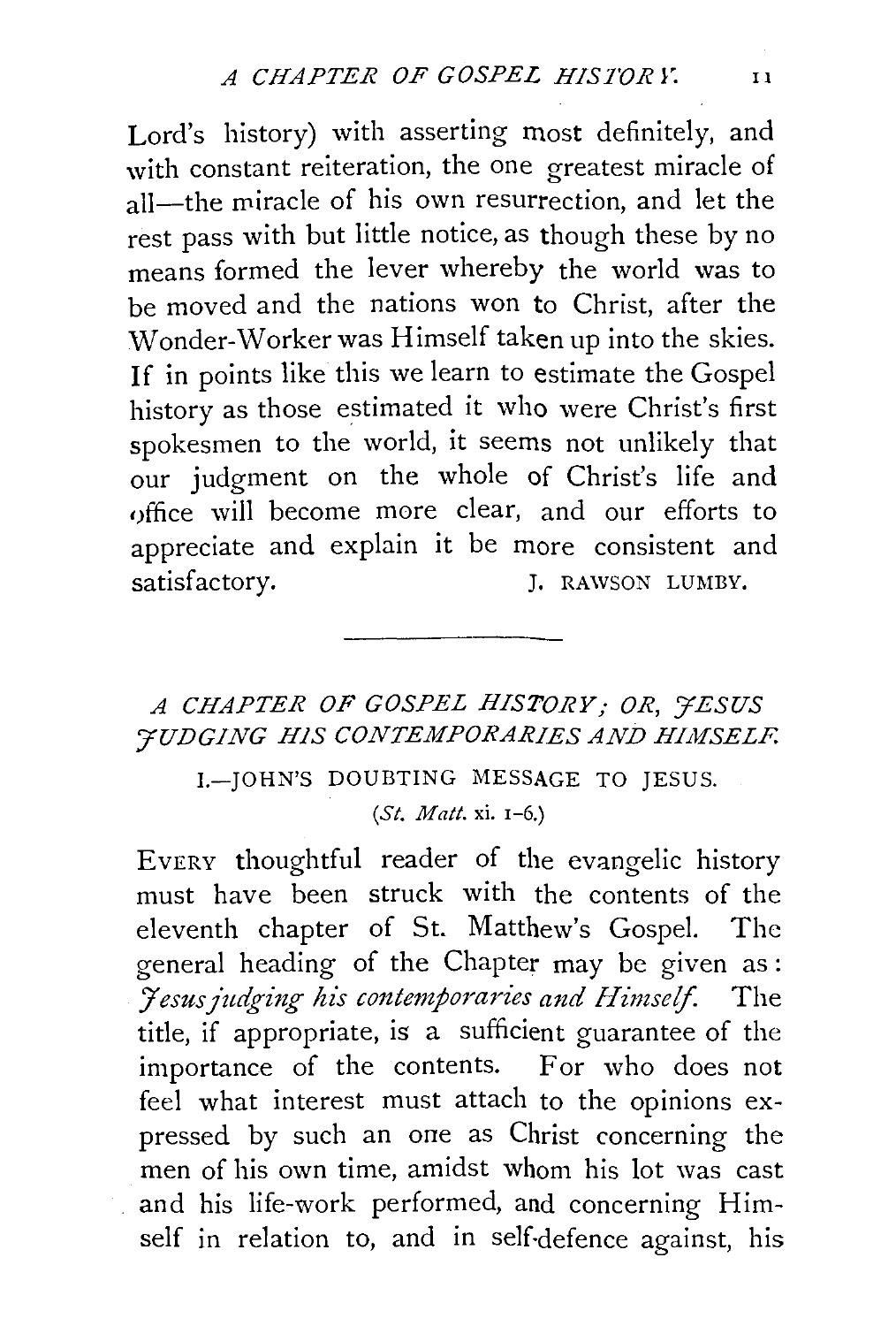Lord's history) with asserting most definitely, and with constant reiteration, the one greatest miracle of all—the miracle of his own resurrection, and let the rest pass with but little notice, as though these by no means formed the lever whereby the world was to be moved and the nations won to Christ, after the Wonder-Worker was Himself taken up into the skies. If in points like this we learn to estimate the Gospel history as those estimated it who were Christ's first spokesmen to the world, it seems not unlikely that our judgment on the whole of Christ's life and office will become more clear, and our efforts to appreciate and explain it be more consistent and satisfactory.

J. RAWSON LUMBY.

---

## *A CHAPTER OF GOSPEL HISTORY; OR, JESUS JUDGING HIS CONTEMPORARIES AND HIMSELF.*

### I.—JOHN'S DOUBTING MESSAGE TO JESUS.

(*St. Matt.* xi. 1–6.)

EVERY thoughtful reader of the evangelic history must have been struck with the contents of the eleventh chapter of St. Matthew's Gospel. The general heading of the Chapter may be given as: *Jesus judging his contemporaries and Himself.* The title, if appropriate, is a sufficient guarantee of the importance of the contents. For who does not feel what interest must attach to the opinions expressed by such an one as Christ concerning the men of his own time, amidst whom his lot was cast and his life-work performed, and concerning Himself in relation to, and in self-defence against, his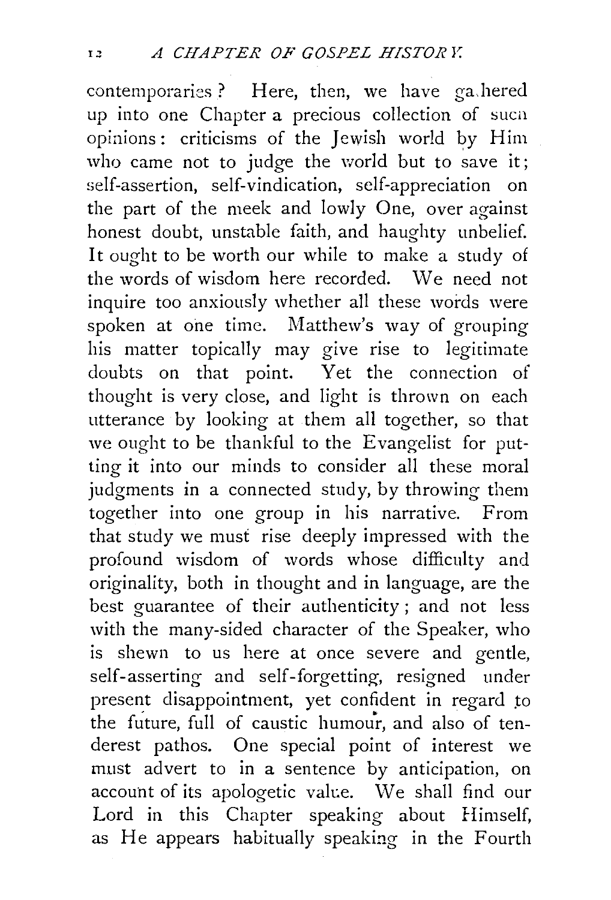contemporaries? Here, then, we have gathered up into one Chapter a precious collection of such opinions: criticisms of the Jewish world by Him who came not to judge the world but to save it; self-assertion, self-vindication, self-appreciation on the part of the meek and lowly One, over against honest doubt, unstable faith, and haughty unbelief. It ought to be worth our while to make a study of the words of wisdom here recorded. We need not inquire too anxiously whether all these words were spoken at one time. Matthew's way of grouping his matter topically may give rise to legitimate doubts on that point. Yet the connection of thought is very close, and light is thrown on each utterance by looking at them all together, so that we ought to be thankful to the Evangelist for putting it into our minds to consider all these moral judgments in a connected study, by throwing them together into one group in his narrative. From that study we must rise deeply impressed with the profound wisdom of words whose difficulty and originality, both in thought and in language, are the best guarantee of their authenticity; and not less with the many-sided character of the Speaker, who is shewn to us here at once severe and gentle, self-asserting and self-forgetting, resigned under present disappointment, yet confident in regard to the future, full of caustic humour, and also of tenderest pathos. One special point of interest we must advert to in a sentence by anticipation, on account of its apologetic value. We shall find our Lord in this Chapter speaking about Himself, as He appears habitually speaking in the Fourth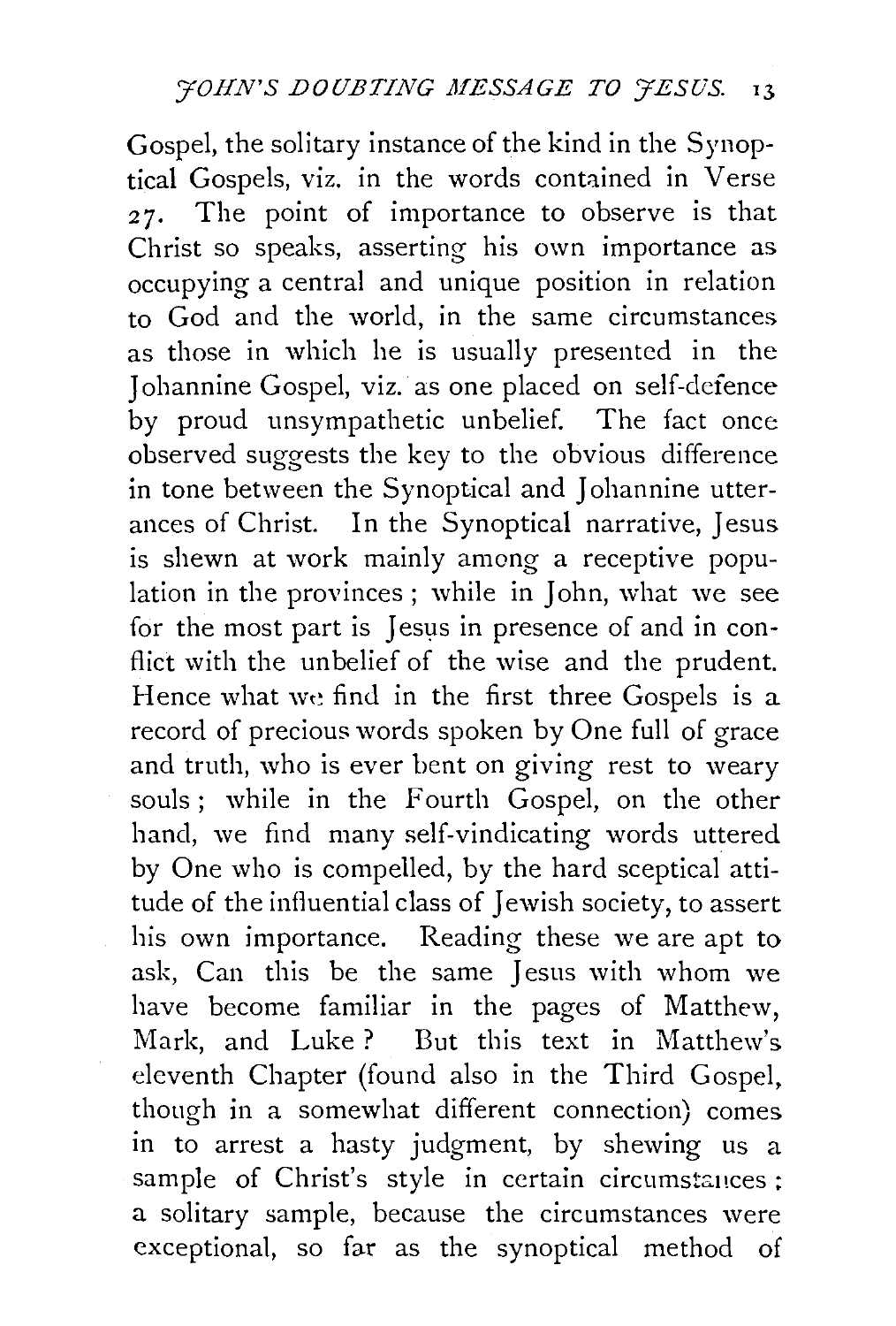Gospel, the solitary instance of the kind in the Synoptical Gospels, viz. in the words contained in Verse 27. The point of importance to observe is that Christ so speaks, asserting his own importance as occupying a central and unique position in relation to God and the world, in the same circumstances as those in which he is usually presented in the Johannine Gospel, viz. as one placed on self-defence by proud unsympathetic unbelief. The fact once observed suggests the key to the obvious difference in tone between the Synoptical and Johannine utterances of Christ. In the Synoptical narrative, Jesus is shewn at work mainly among a receptive population in the provinces; while in John, what we see for the most part is Jesus in presence of and in conflict with the unbelief of the wise and the prudent. Hence what we find in the first three Gospels is a record of precious words spoken by One full of grace and truth, who is ever bent on giving rest to weary souls; while in the Fourth Gospel, on the other hand, we find many self-vindicating words uttered by One who is compelled, by the hard sceptical attitude of the influential class of Jewish society, to assert his own importance. Reading these we are apt to ask, Can this be the same Jesus with whom we have become familiar in the pages of Matthew, Mark, and Luke? But this text in Matthew's eleventh Chapter (found also in the Third Gospel, though in a somewhat different connection) comes in to arrest a hasty judgment, by shewing us a sample of Christ's style in certain circumstances: a solitary sample, because the circumstances were exceptional, so far as the synoptical method of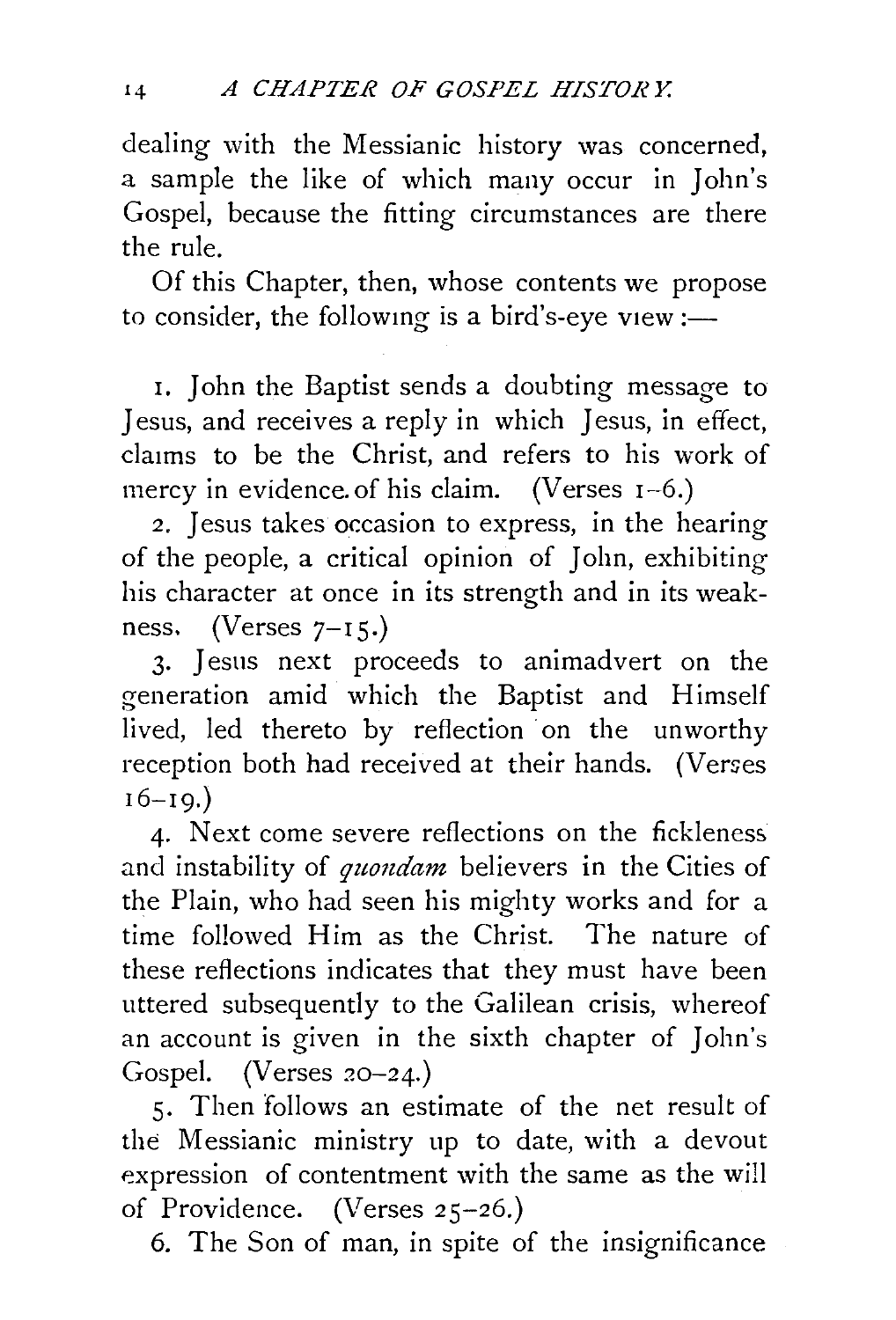dealing with the Messianic history was concerned, a sample the like of which many occur in John's Gospel, because the fitting circumstances are there the rule.

Of this Chapter, then, whose contents we propose to consider, the following is a bird's-eye view :—

1. John the Baptist sends a doubting message to Jesus, and receives a reply in which Jesus, in effect, claims to be the Christ, and refers to his work of mercy in evidence of his claim. (Verses 1–6.)

2. Jesus takes occasion to express, in the hearing of the people, a critical opinion of John, exhibiting his character at once in its strength and in its weakness. (Verses 7–15.)

3. Jesus next proceeds to animadvert on the generation amid which the Baptist and Himself lived, led thereto by reflection on the unworthy reception both had received at their hands. (Verses 16–19.)

4. Next come severe reflections on the fickleness and instability of *quondam* believers in the Cities of the Plain, who had seen his mighty works and for a time followed Him as the Christ. The nature of these reflections indicates that they must have been uttered subsequently to the Galilean crisis, whereof an account is given in the sixth chapter of John's Gospel. (Verses 20–24.)

5. Then follows an estimate of the net result of the Messianic ministry up to date, with a devout expression of contentment with the same as the will of Providence. (Verses 25–26.)

6. The Son of man, in spite of the insignificance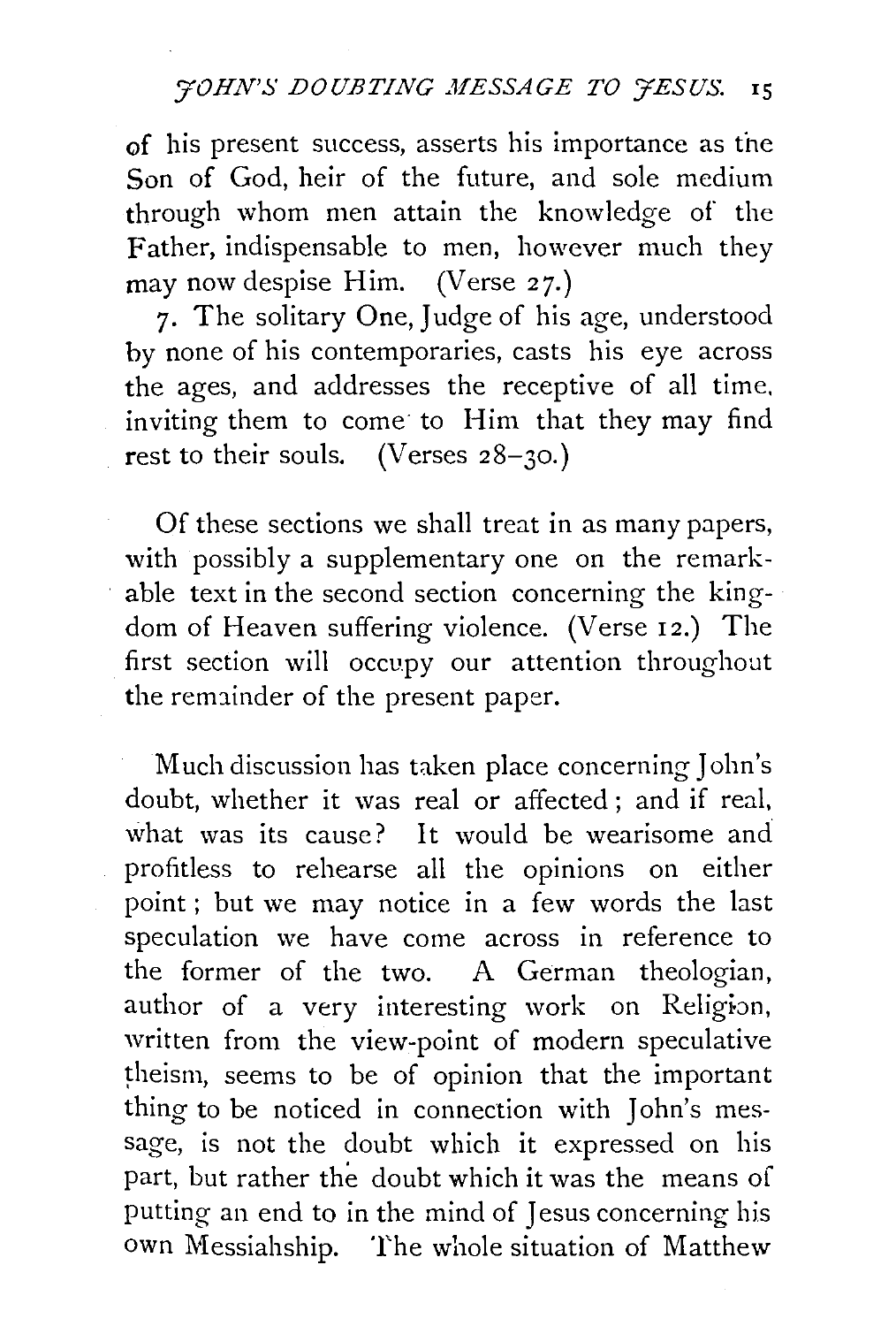of his present success, asserts his importance as the Son of God, heir of the future, and sole medium through whom men attain the knowledge of the Father, indispensable to men, however much they may now despise Him. (Verse 27.)

7. The solitary One, Judge of his age, understood by none of his contemporaries, casts his eye across the ages, and addresses the receptive of all time, inviting them to come to Him that they may find rest to their souls. (Verses 28–30.)

Of these sections we shall treat in as many papers, with possibly a supplementary one on the remarkable text in the second section concerning the kingdom of Heaven suffering violence. (Verse 12.) The first section will occupy our attention throughout the remainder of the present paper.

Much discussion has taken place concerning John's doubt, whether it was real or affected; and if real, what was its cause? It would be wearisome and profitless to rehearse all the opinions on either point; but we may notice in a few words the last speculation we have come across in reference to the former of the two. A German theologian, author of a very interesting work on Religion, written from the view-point of modern speculative theism, seems to be of opinion that the important thing to be noticed in connection with John's message, is not the doubt which it expressed on his part, but rather the doubt which it was the means of putting an end to in the mind of Jesus concerning his own Messiahship. The whole situation of Matthew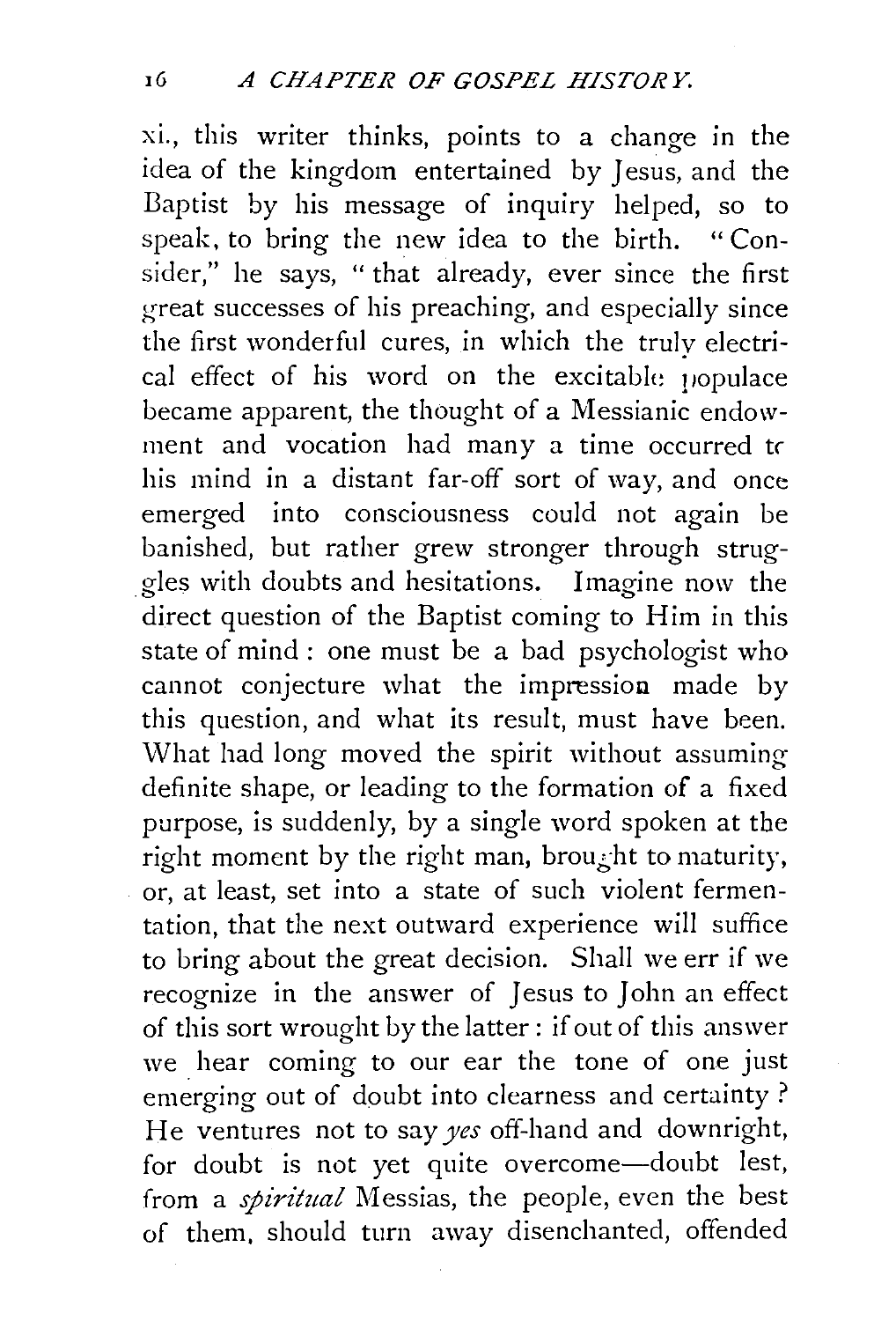xi., this writer thinks, points to a change in the idea of the kingdom entertained by Jesus, and the Baptist by his message of inquiry helped, so to speak, to bring the new idea to the birth. "Consider," he says, "that already, ever since the first great successes of his preaching, and especially since the first wonderful cures, in which the truly electrical effect of his word on the excitable populace became apparent, the thought of a Messianic endowment and vocation had many a time occurred to his mind in a distant far-off sort of way, and once emerged into consciousness could not again be banished, but rather grew stronger through struggles with doubts and hesitations. Imagine now the direct question of the Baptist coming to Him in this state of mind: one must be a bad psychologist who cannot conjecture what the impression made by this question, and what its result, must have been. What had long moved the spirit without assuming definite shape, or leading to the formation of a fixed purpose, is suddenly, by a single word spoken at the right moment by the right man, brought to maturity, or, at least, set into a state of such violent fermentation, that the next outward experience will suffice to bring about the great decision. Shall we err if we recognize in the answer of Jesus to John an effect of this sort wrought by the latter: if out of this answer we hear coming to our ear the tone of one just emerging out of doubt into clearness and certainty? He ventures not to say *yes* off-hand and downright, for doubt is not yet quite overcome—doubt lest, from a *spiritual* Messias, the people, even the best of them, should turn away disenchanted, offended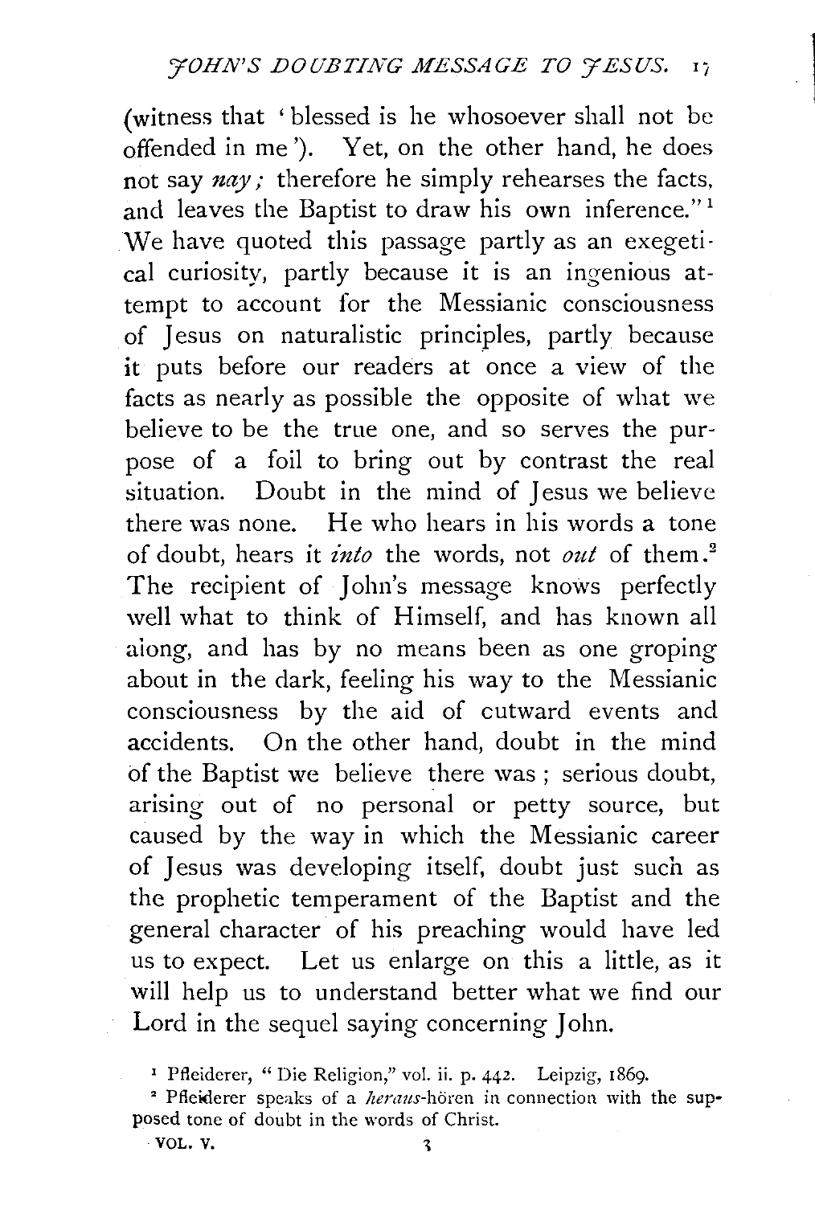(witness that 'blessed is he whosoever shall not be offended in me'). Yet, on the other hand, he does not say *nay;* therefore he simply rehearses the facts, and leaves the Baptist to draw his own inference."[1] We have quoted this passage partly as an exegetical curiosity, partly because it is an ingenious attempt to account for the Messianic consciousness of Jesus on naturalistic principles, partly because it puts before our readers at once a view of the facts as nearly as possible the opposite of what we believe to be the true one, and so serves the purpose of a foil to bring out by contrast the real situation. Doubt in the mind of Jesus we believe there was none. He who hears in his words a tone of doubt, hears it *into* the words, not *out* of them.[2] The recipient of John's message knows perfectly well what to think of Himself, and has known all along, and has by no means been as one groping about in the dark, feeling his way to the Messianic consciousness by the aid of cutward events and accidents. On the other hand, doubt in the mind of the Baptist we believe there was; serious doubt, arising out of no personal or petty source, but caused by the way in which the Messianic career of Jesus was developing itself, doubt just such as the prophetic temperament of the Baptist and the general character of his preaching would have led us to expect. Let us enlarge on this a little, as it will help us to understand better what we find our Lord in the sequel saying concerning John.

[1] Pfleiderer, "Die Religion," vol. ii. p. 442. Leipzig, 1869.

[2] Pfleiderer speaks of a *heraus*-hören in connection with the supposed tone of doubt in the words of Christ.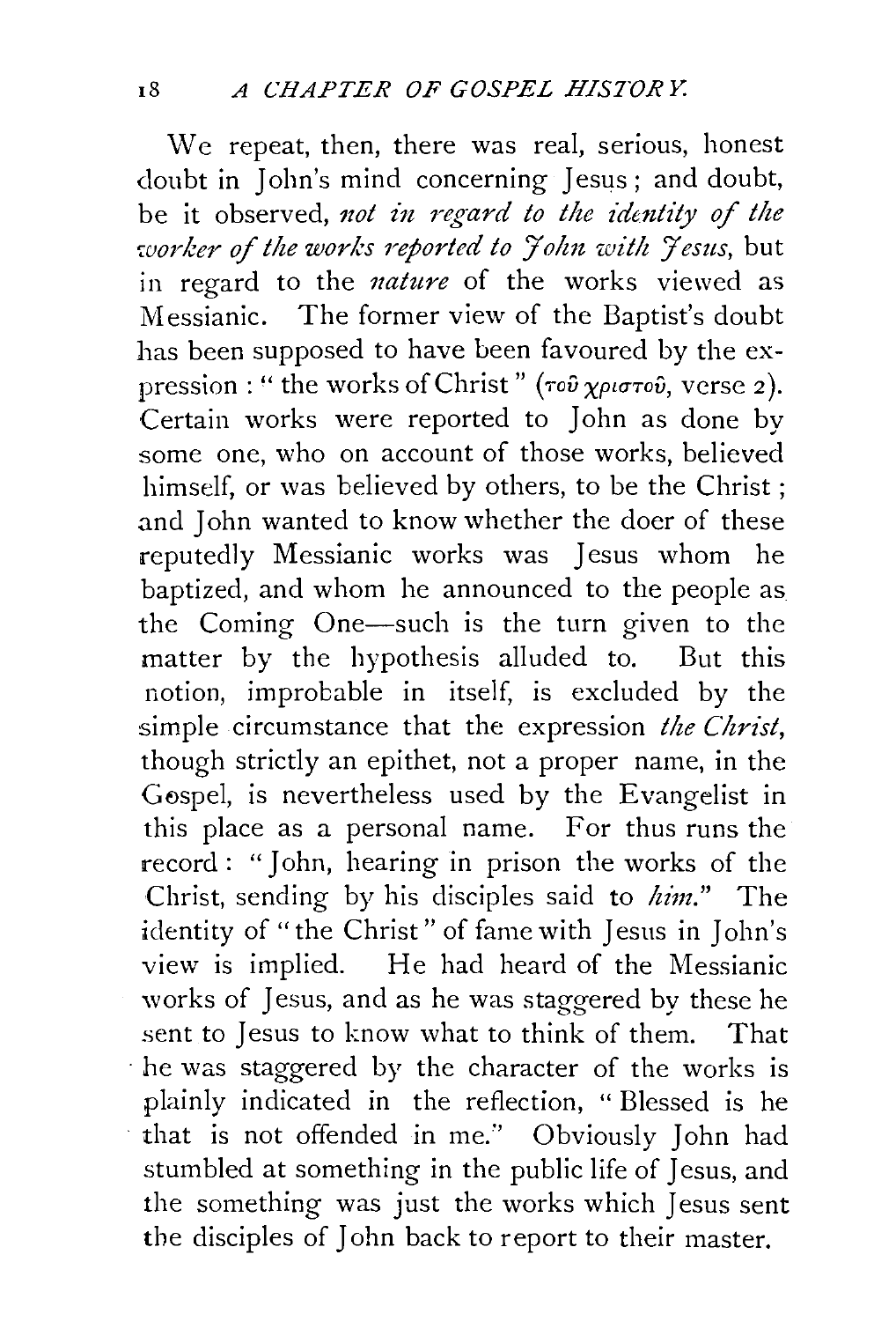We repeat, then, there was real, serious, honest doubt in John's mind concerning Jesus; and doubt, be it observed, *not in regard to the identity of the worker of the works reported to John with Jesus*, but in regard to the *nature* of the works viewed as Messianic. The former view of the Baptist's doubt has been supposed to have been favoured by the expression: "the works of Christ" (τοῦ χριστοῦ, verse 2). Certain works were reported to John as done by some one, who on account of those works, believed himself, or was believed by others, to be the Christ; and John wanted to know whether the doer of these reputedly Messianic works was Jesus whom he baptized, and whom he announced to the people as the Coming One—such is the turn given to the matter by the hypothesis alluded to. But this notion, improbable in itself, is excluded by the simple circumstance that the expression *the Christ*, though strictly an epithet, not a proper name, in the Gospel, is nevertheless used by the Evangelist in this place as a personal name. For thus runs the record: "John, hearing in prison the works of the Christ, sending by his disciples said to *him*." The identity of "the Christ" of fame with Jesus in John's view is implied. He had heard of the Messianic works of Jesus, and as he was staggered by these he sent to Jesus to know what to think of them. That he was staggered by the character of the works is plainly indicated in the reflection, "Blessed is he that is not offended in me." Obviously John had stumbled at something in the public life of Jesus, and the something was just the works which Jesus sent the disciples of John back to report to their master.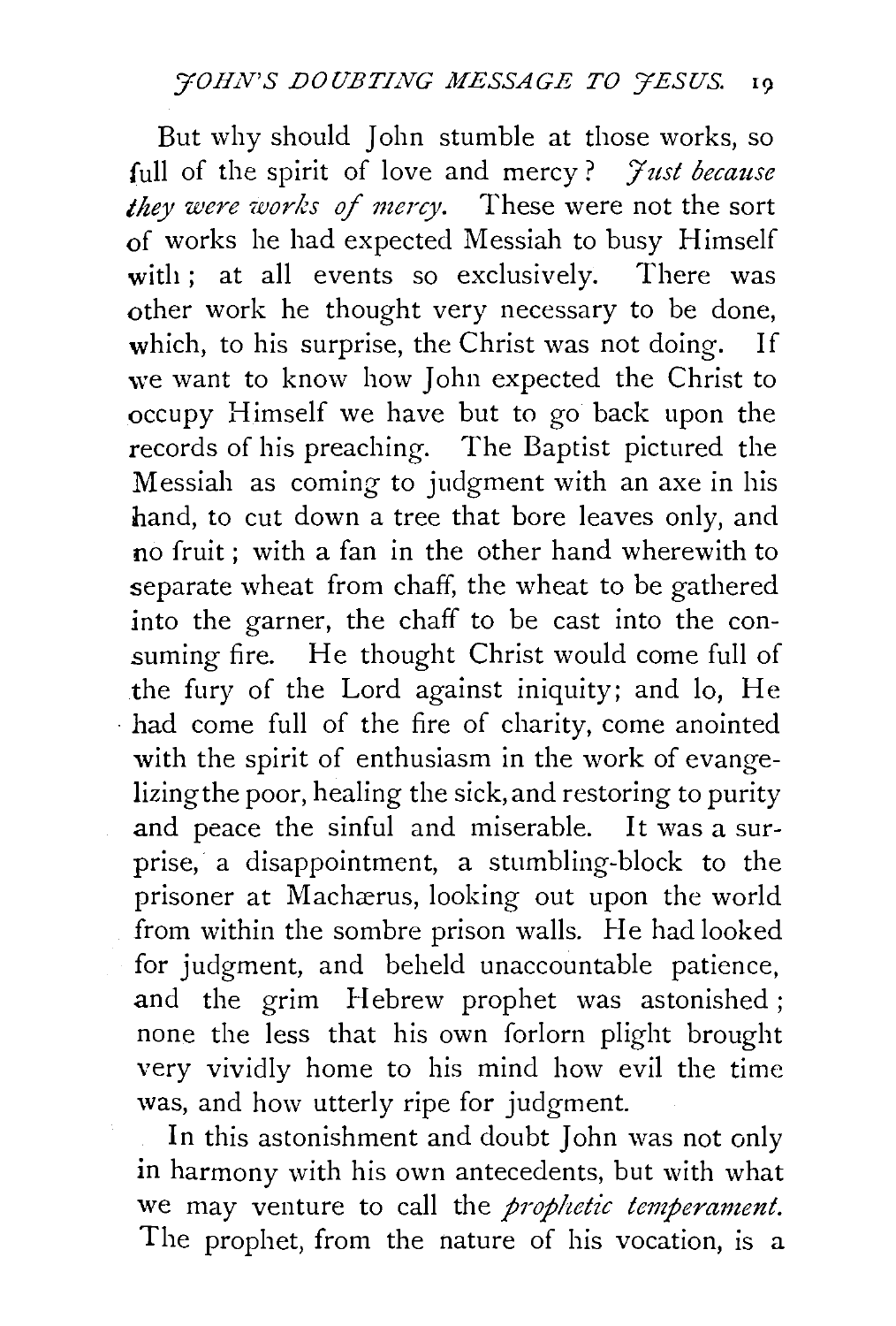But why should John stumble at those works, so full of the spirit of love and mercy? *Just because they were works of mercy.* These were not the sort of works he had expected Messiah to busy Himself with; at all events so exclusively. There was other work he thought very necessary to be done, which, to his surprise, the Christ was not doing. If we want to know how John expected the Christ to occupy Himself we have but to go back upon the records of his preaching. The Baptist pictured the Messiah as coming to judgment with an axe in his hand, to cut down a tree that bore leaves only, and no fruit; with a fan in the other hand wherewith to separate wheat from chaff, the wheat to be gathered into the garner, the chaff to be cast into the consuming fire. He thought Christ would come full of the fury of the Lord against iniquity; and lo, He had come full of the fire of charity, come anointed with the spirit of enthusiasm in the work of evangelizing the poor, healing the sick, and restoring to purity and peace the sinful and miserable. It was a surprise, a disappointment, a stumbling-block to the prisoner at Machærus, looking out upon the world from within the sombre prison walls. He had looked for judgment, and beheld unaccountable patience, and the grim Hebrew prophet was astonished; none the less that his own forlorn plight brought very vividly home to his mind how evil the time was, and how utterly ripe for judgment.

In this astonishment and doubt John was not only in harmony with his own antecedents, but with what we may venture to call the *prophetic temperament.* The prophet, from the nature of his vocation, is a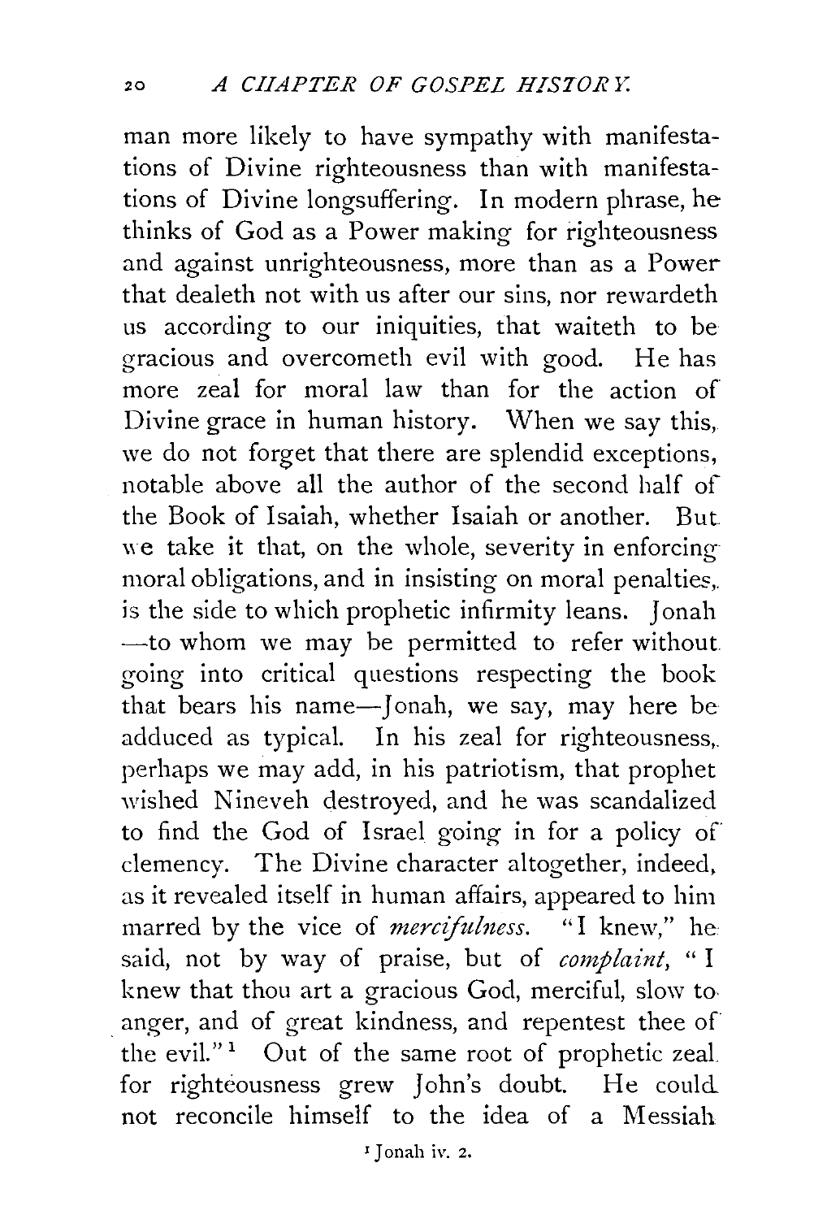man more likely to have sympathy with manifestations of Divine righteousness than with manifestations of Divine longsuffering. In modern phrase, he thinks of God as a Power making for righteousness and against unrighteousness, more than as a Power that dealeth not with us after our sins, nor rewardeth us according to our iniquities, that waiteth to be gracious and overcometh evil with good. He has more zeal for moral law than for the action of Divine grace in human history. When we say this, we do not forget that there are splendid exceptions, notable above all the author of the second half of the Book of Isaiah, whether Isaiah or another. But we take it that, on the whole, severity in enforcing moral obligations, and in insisting on moral penalties, is the side to which prophetic infirmity leans. Jonah —to whom we may be permitted to refer without going into critical questions respecting the book that bears his name—Jonah, we say, may here be adduced as typical. In his zeal for righteousness, perhaps we may add, in his patriotism, that prophet wished Nineveh destroyed, and he was scandalized to find the God of Israel going in for a policy of clemency. The Divine character altogether, indeed, as it revealed itself in human affairs, appeared to him marred by the vice of *mercifulness*. "I knew," he said, not by way of praise, but of *complaint*, "I knew that thou art a gracious God, merciful, slow to anger, and of great kindness, and repentest thee of the evil."[1] Out of the same root of prophetic zeal for righteousness grew John's doubt. He could not reconcile himself to the idea of a Messiah

[1] Jonah iv. 2.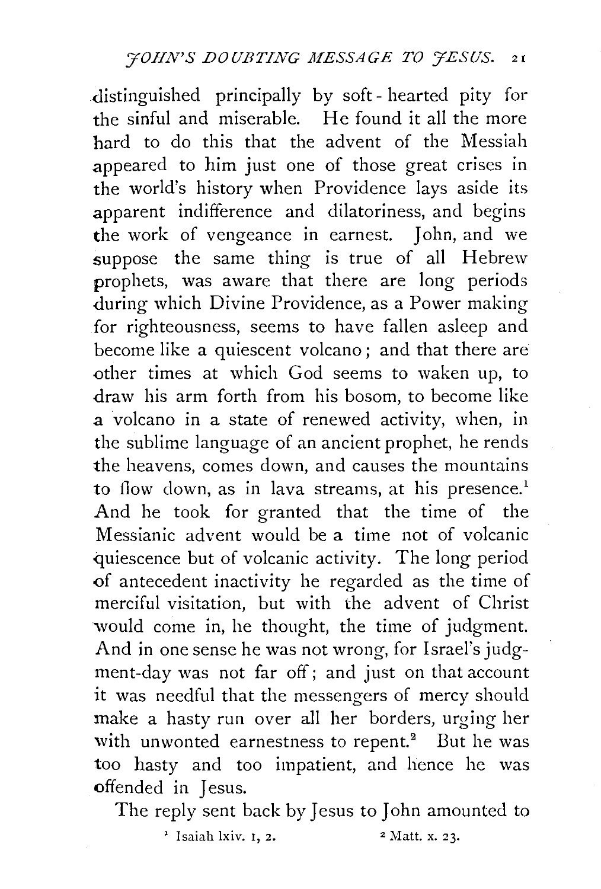distinguished principally by soft-hearted pity for the sinful and miserable. He found it all the more hard to do this that the advent of the Messiah appeared to him just one of those great crises in the world's history when Providence lays aside its apparent indifference and dilatoriness, and begins the work of vengeance in earnest. John, and we suppose the same thing is true of all Hebrew prophets, was aware that there are long periods during which Divine Providence, as a Power making for righteousness, seems to have fallen asleep and become like a quiescent volcano; and that there are other times at which God seems to waken up, to draw his arm forth from his bosom, to become like a volcano in a state of renewed activity, when, in the sublime language of an ancient prophet, he rends the heavens, comes down, and causes the mountains to flow down, as in lava streams, at his presence.[1] And he took for granted that the time of the Messianic advent would be a time not of volcanic quiescence but of volcanic activity. The long period of antecedent inactivity he regarded as the time of merciful visitation, but with the advent of Christ would come in, he thought, the time of judgment. And in one sense he was not wrong, for Israel's judgment-day was not far off; and just on that account it was needful that the messengers of mercy should make a hasty run over all her borders, urging her with unwonted earnestness to repent.[2] But he was too hasty and too impatient, and hence he was offended in Jesus.

The reply sent back by Jesus to John amounted to

[1] Isaiah lxiv. 1, 2.

[2] Matt. x. 23.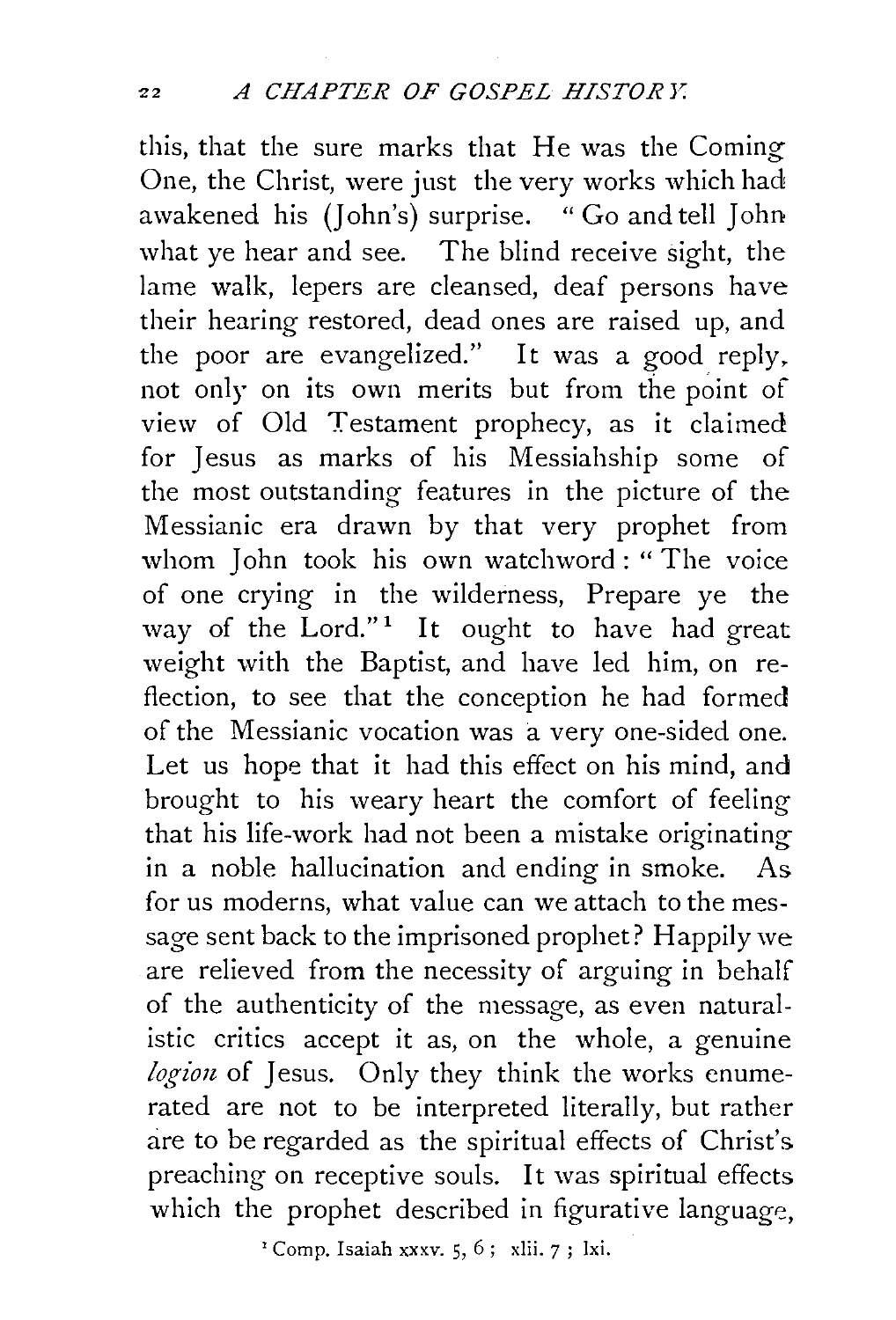this, that the sure marks that He was the Coming One, the Christ, were just the very works which had awakened his (John's) surprise. "Go and tell John what ye hear and see. The blind receive sight, the lame walk, lepers are cleansed, deaf persons have their hearing restored, dead ones are raised up, and the poor are evangelized." It was a good reply, not only on its own merits but from the point of view of Old Testament prophecy, as it claimed for Jesus as marks of his Messiahship some of the most outstanding features in the picture of the Messianic era drawn by that very prophet from whom John took his own watchword: "The voice of one crying in the wilderness, Prepare ye the way of the Lord."[1] It ought to have had great weight with the Baptist, and have led him, on reflection, to see that the conception he had formed of the Messianic vocation was a very one-sided one. Let us hope that it had this effect on his mind, and brought to his weary heart the comfort of feeling that his life-work had not been a mistake originating in a noble hallucination and ending in smoke. As for us moderns, what value can we attach to the message sent back to the imprisoned prophet? Happily we are relieved from the necessity of arguing in behalf of the authenticity of the message, as even naturalistic critics accept it as, on the whole, a genuine *logion* of Jesus. Only they think the works enumerated are not to be interpreted literally, but rather are to be regarded as the spiritual effects of Christ's preaching on receptive souls. It was spiritual effects which the prophet described in figurative language,

[1] Comp. Isaiah xxxv. 5, 6; xlii. 7; lxi.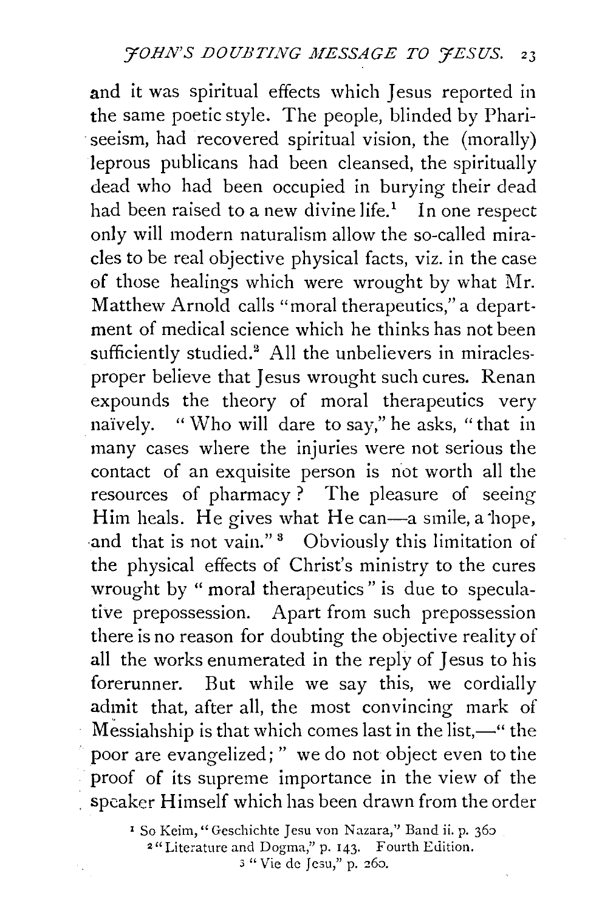and it was spiritual effects which Jesus reported in the same poetic style. The people, blinded by Phariseeism, had recovered spiritual vision, the (morally) leprous publicans had been cleansed, the spiritually dead who had been occupied in burying their dead had been raised to a new divine life.[1] In one respect only will modern naturalism allow the so-called miracles to be real objective physical facts, viz. in the case of those healings which were wrought by what Mr. Matthew Arnold calls "moral therapeutics," a department of medical science which he thinks has not been sufficiently studied.[2] All the unbelievers in miracles-proper believe that Jesus wrought such cures. Renan expounds the theory of moral therapeutics very naïvely. "Who will dare to say," he asks, "that in many cases where the injuries were not serious the contact of an exquisite person is not worth all the resources of pharmacy? The pleasure of seeing Him heals. He gives what He can—a smile, a hope, and that is not vain."[3] Obviously this limitation of the physical effects of Christ's ministry to the cures wrought by "moral therapeutics" is due to speculative prepossession. Apart from such prepossession there is no reason for doubting the objective reality of all the works enumerated in the reply of Jesus to his forerunner. But while we say this, we cordially admit that, after all, the most convincing mark of Messiahship is that which comes last in the list,—"the poor are evangelized;" we do not object even to the proof of its supreme importance in the view of the speaker Himself which has been drawn from the order

[1] So Keim, "Geschichte Jesu von Nazara," Band ii. p. 360

[2] "Literature and Dogma," p. 143. Fourth Edition.

[3] "Vie de Jesu," p. 260.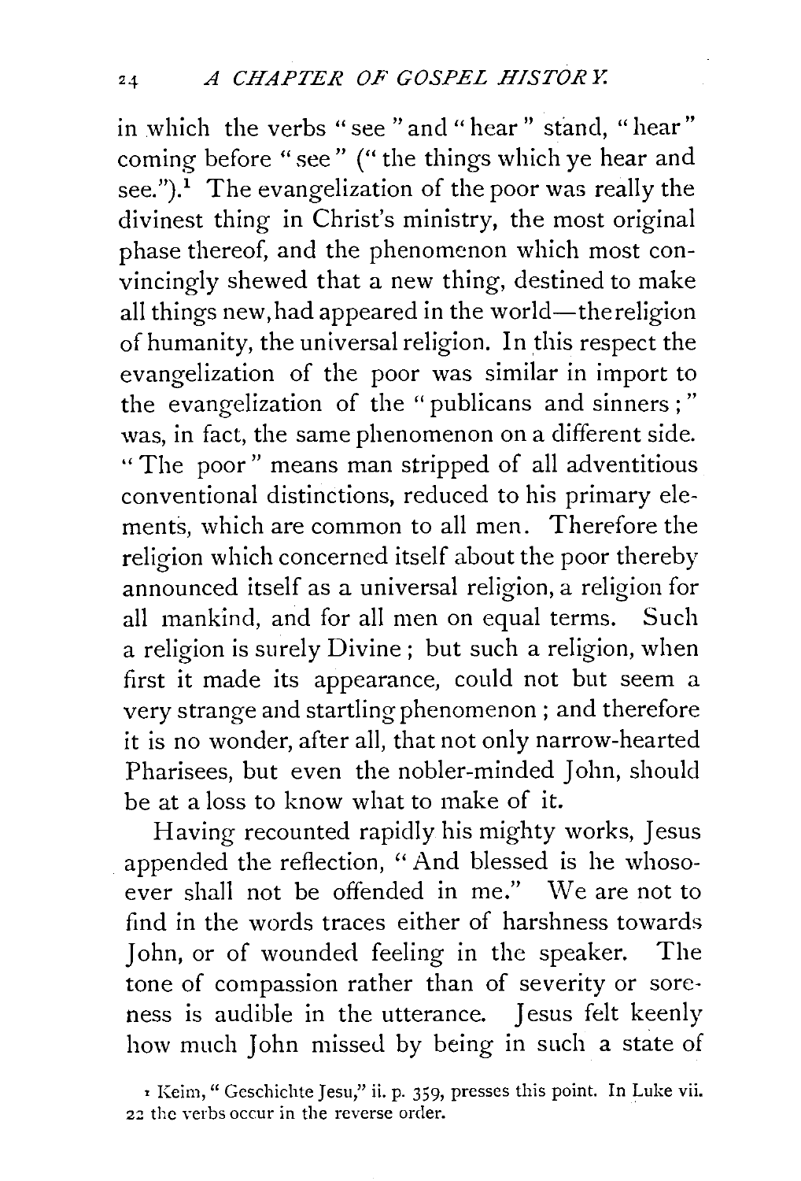in which the verbs "see" and "hear" stand, "hear" coming before "see" ("the things which ye hear and see.").[1] The evangelization of the poor was really the divinest thing in Christ's ministry, the most original phase thereof, and the phenomenon which most convincingly shewed that a new thing, destined to make all things new, had appeared in the world—the religion of humanity, the universal religion. In this respect the evangelization of the poor was similar in import to the evangelization of the "publicans and sinners;" was, in fact, the same phenomenon on a different side. "The poor" means man stripped of all adventitious conventional distinctions, reduced to his primary elements, which are common to all men. Therefore the religion which concerned itself about the poor thereby announced itself as a universal religion, a religion for all mankind, and for all men on equal terms. Such a religion is surely Divine; but such a religion, when first it made its appearance, could not but seem a very strange and startling phenomenon; and therefore it is no wonder, after all, that not only narrow-hearted Pharisees, but even the nobler-minded John, should be at a loss to know what to make of it.

Having recounted rapidly his mighty works, Jesus appended the reflection, "And blessed is he whosoever shall not be offended in me." We are not to find in the words traces either of harshness towards John, or of wounded feeling in the speaker. The tone of compassion rather than of severity or soreness is audible in the utterance. Jesus felt keenly how much John missed by being in such a state of

[1] Keim, "Geschichte Jesu," ii. p. 359, presses this point. In Luke vii. 22 the verbs occur in the reverse order.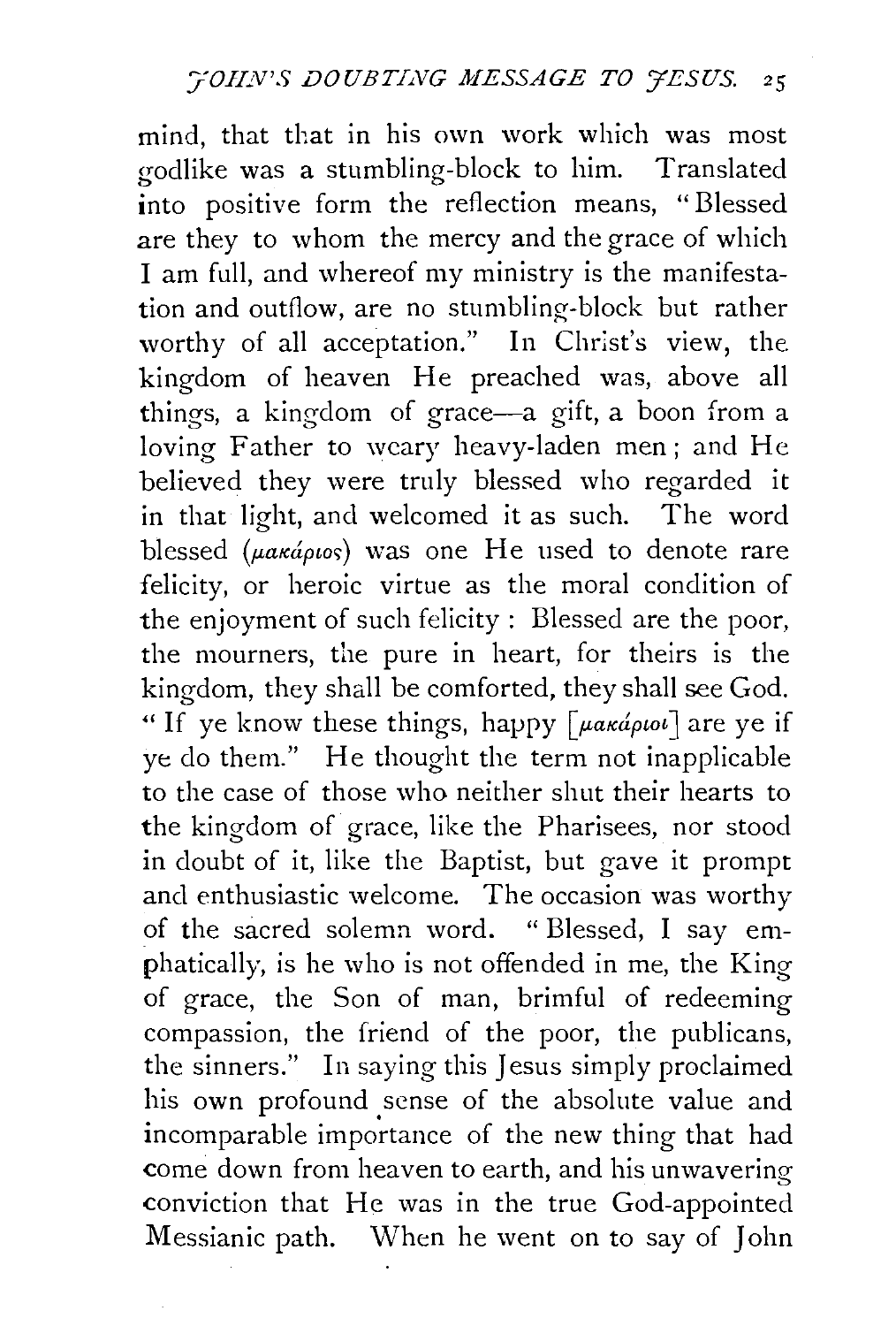mind, that that in his own work which was most godlike was a stumbling-block to him. Translated into positive form the reflection means, "Blessed are they to whom the mercy and the grace of which I am full, and whereof my ministry is the manifestation and outflow, are no stumbling-block but rather worthy of all acceptation." In Christ's view, the kingdom of heaven He preached was, above all things, a kingdom of grace—a gift, a boon from a loving Father to weary heavy-laden men; and He believed they were truly blessed who regarded it in that light, and welcomed it as such. The word blessed (μακάριος) was one He used to denote rare felicity, or heroic virtue as the moral condition of the enjoyment of such felicity: Blessed are the poor, the mourners, the pure in heart, for theirs is the kingdom, they shall be comforted, they shall see God. "If ye know these things, happy [μακάριοι] are ye if ye do them." He thought the term not inapplicable to the case of those who neither shut their hearts to the kingdom of grace, like the Pharisees, nor stood in doubt of it, like the Baptist, but gave it prompt and enthusiastic welcome. The occasion was worthy of the sacred solemn word. "Blessed, I say emphatically, is he who is not offended in me, the King of grace, the Son of man, brimful of redeeming compassion, the friend of the poor, the publicans, the sinners." In saying this Jesus simply proclaimed his own profound sense of the absolute value and incomparable importance of the new thing that had come down from heaven to earth, and his unwavering conviction that He was in the true God-appointed Messianic path. When he went on to say of John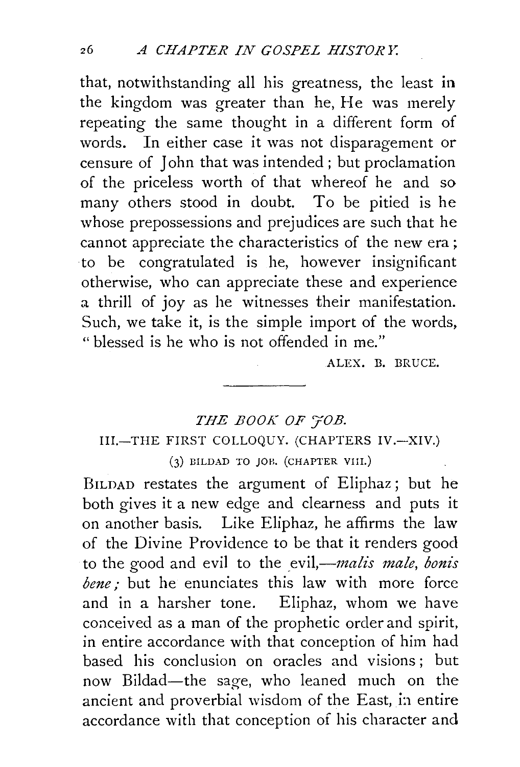that, notwithstanding all his greatness, the least in the kingdom was greater than he, He was merely repeating the same thought in a different form of words. In either case it was not disparagement or censure of John that was intended; but proclamation of the priceless worth of that whereof he and so many others stood in doubt. To be pitied is he whose prepossessions and prejudices are such that he cannot appreciate the characteristics of the new era; to be congratulated is he, however insignificant otherwise, who can appreciate these and experience a thrill of joy as he witnesses their manifestation. Such, we take it, is the simple import of the words, "blessed is he who is not offended in me."

ALEX. B. BRUCE.

---

## *THE BOOK OF JOB.*

### III.—THE FIRST COLLOQUY. (CHAPTERS IV.—XIV.)

#### (3) BILDAD TO JOB. (CHAPTER VIII.)

BILDAD restates the argument of Eliphaz; but he both gives it a new edge and clearness and puts it on another basis. Like Eliphaz, he affirms the law of the Divine Providence to be that it renders good to the good and evil to the evil,—*malis male, bonis bene;* but he enunciates this law with more force and in a harsher tone. Eliphaz, whom we have conceived as a man of the prophetic order and spirit, in entire accordance with that conception of him had based his conclusion on oracles and visions; but now Bildad—the sage, who leaned much on the ancient and proverbial wisdom of the East, in entire accordance with that conception of his character and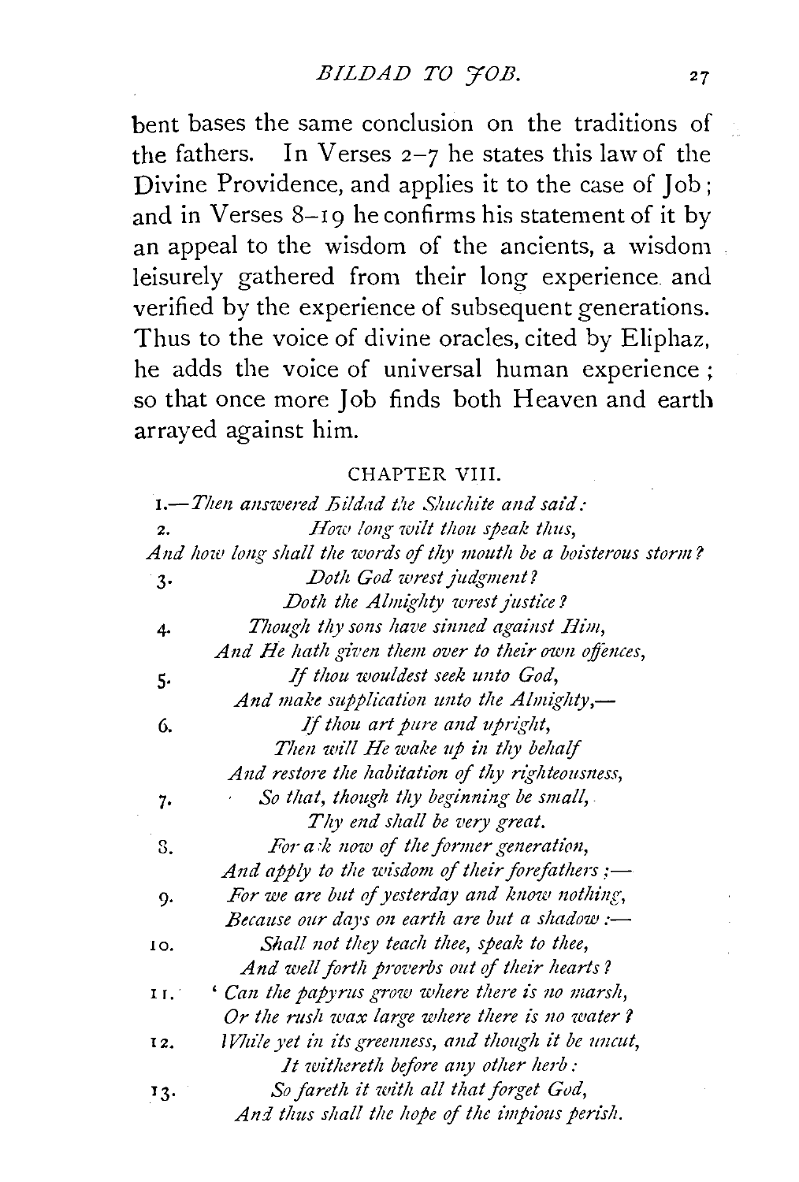bent bases the same conclusion on the traditions of the fathers. In Verses 2–7 he states this law of the Divine Providence, and applies it to the case of Job; and in Verses 8–19 he confirms his statement of it by an appeal to the wisdom of the ancients, a wisdom leisurely gathered from their long experience and verified by the experience of subsequent generations. Thus to the voice of divine oracles, cited by Eliphaz, he adds the voice of universal human experience; so that once more Job finds both Heaven and earth arrayed against him.

CHAPTER VIII.

1.—*Then answered Bildad the Shuchite and said:*

2. *How long wilt thou speak thus,*
*And how long shall the words of thy mouth be a boisterous storm?*

3. *Doth God wrest judgment?*
*Doth the Almighty wrest justice?*

4. *Though thy sons have sinned against Him,*
*And He hath given them over to their own offences,*

5. *If thou wouldest seek unto God,*
*And make supplication unto the Almighty,—*

6. *If thou art pure and upright,*
*Then will He wake up in thy behalf*
*And restore the habitation of thy righteousness,*

7. *So that, though thy beginning be small,*
*Thy end shall be very great.*

8. *For a:k now of the former generation,*
*And apply to the wisdom of their forefathers;—*

9. *For we are but of yesterday and know nothing,*
*Because our days on earth are but a shadow:—*

10. *Shall not they teach thee, speak to thee,*
*And well forth proverbs out of their hearts?*

11. *'Can the papyrus grow where there is no marsh,*
*Or the rush wax large where there is no water?*

12. *While yet in its greenness, and though it be uncut,*
*It withereth before any other herb:*

13. *So fareth it with all that forget God,*
*And thus shall the hope of the impious perish.*